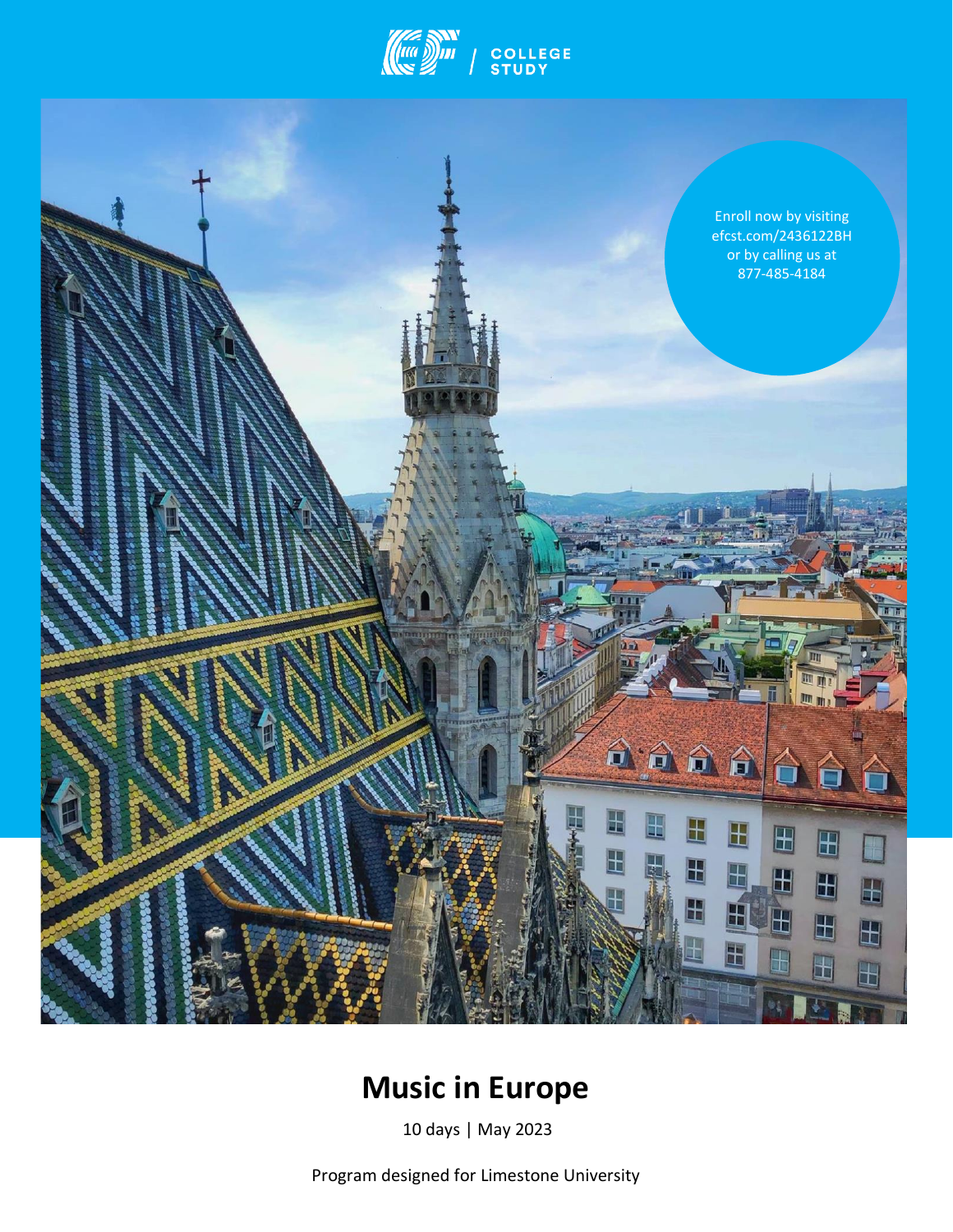COLLEGE STUDY

Enroll now by visiting efcst.com/2436122BH or by calling us at 877-485-4184

# Music in Europe

10 days | May 2023

Program designed for Limestone University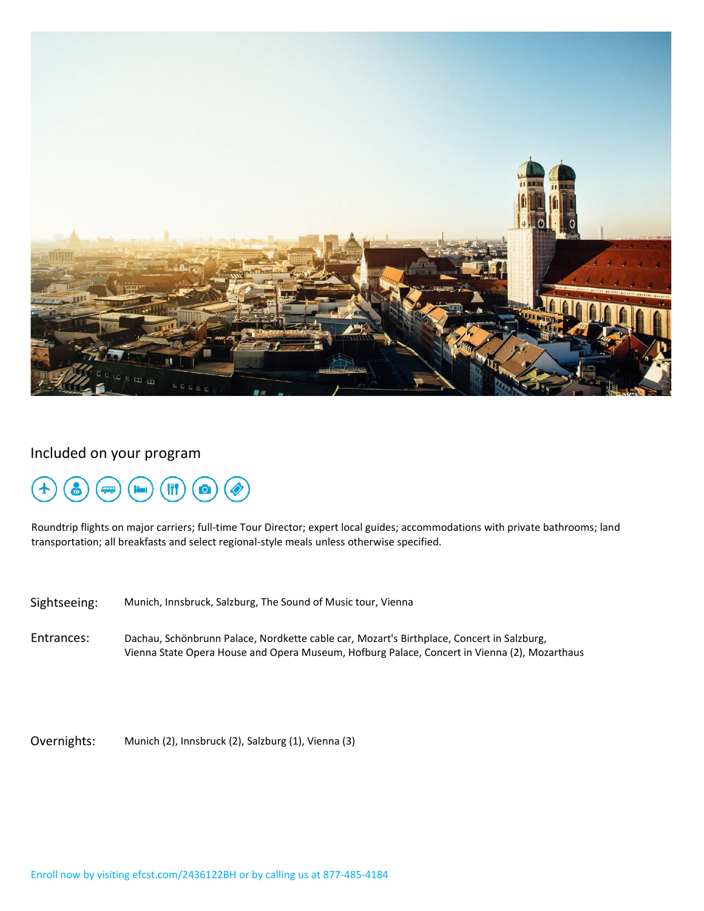## Included on your program

Roundtrip flights on major carriers; full-time Tour Director; expert local guides; accommodations with private bathrooms; land transportation; all breakfasts and select regional-style meals unless otherwise specified.

**Sightseeing:** Munich, Innsbruck, Salzburg, The Sound of Music tour, Vienna

**Entrances:** Dachau, Schönbrunn Palace, Nordkette cable car, Mozart's Birthplace, Concert in Salzburg, Vienna State Opera House and Opera Museum, Hofburg Palace, Concert in Vienna (2), Mozarthaus

**Overnights:** Munich (2), Innsbruck (2), Salzburg (1), Vienna (3)

Enroll now by visiting efcst.com/2436122BH or by calling us at 877-485-4184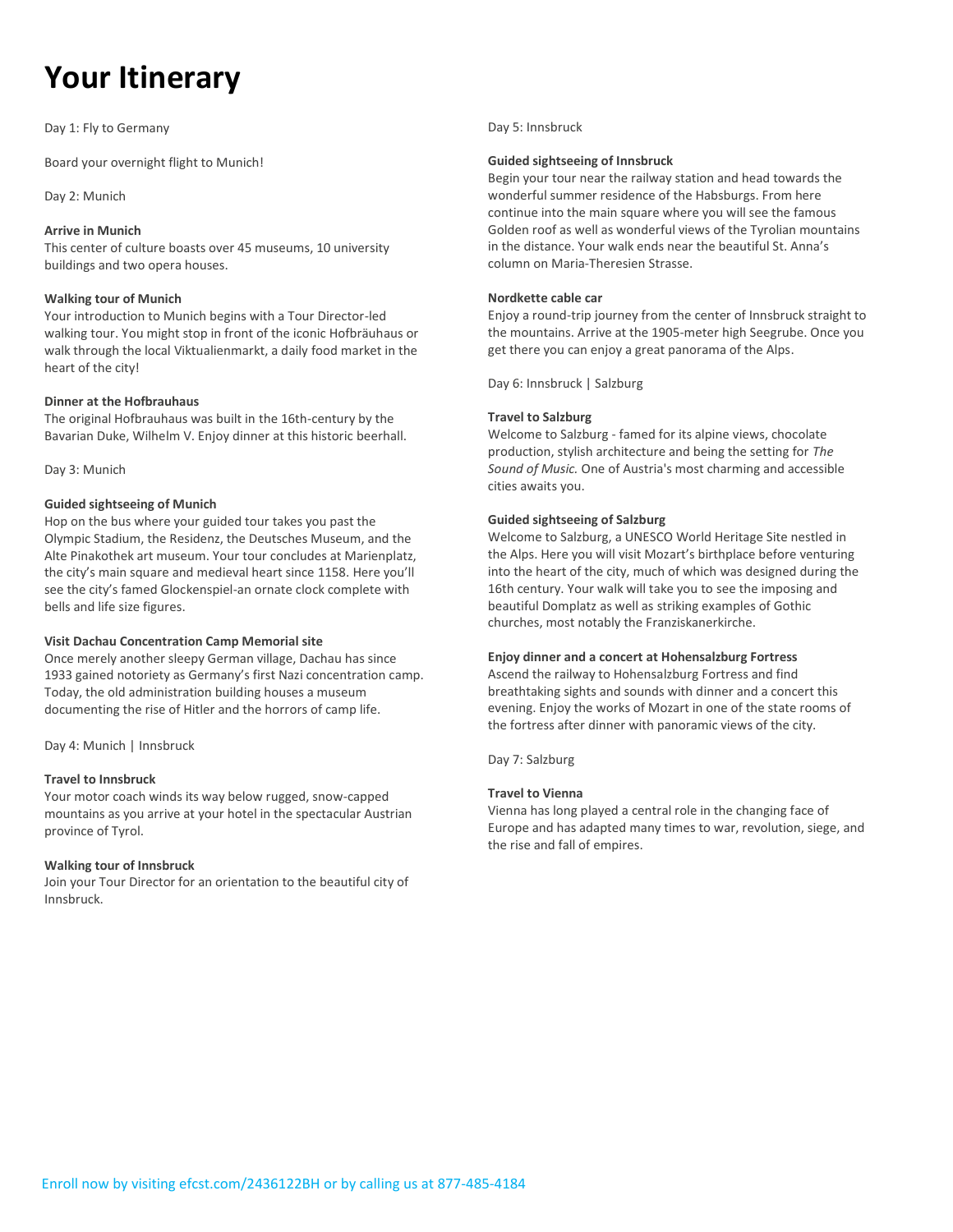# Your Itinerary

Day 1: Fly to Germany

Board your overnight flight to Munich!

Day 2: Munich

**Arrive in Munich**
This center of culture boasts over 45 museums, 10 university buildings and two opera houses.

**Walking tour of Munich**
Your introduction to Munich begins with a Tour Director-led walking tour. You might stop in front of the iconic Hofbräuhaus or walk through the local Viktualienmarkt, a daily food market in the heart of the city!

**Dinner at the Hofbrauhaus**
The original Hofbrauhaus was built in the 16th-century by the Bavarian Duke, Wilhelm V. Enjoy dinner at this historic beerhall.

Day 3: Munich

**Guided sightseeing of Munich**
Hop on the bus where your guided tour takes you past the Olympic Stadium, the Residenz, the Deutsches Museum, and the Alte Pinakothek art museum. Your tour concludes at Marienplatz, the city's main square and medieval heart since 1158. Here you'll see the city's famed Glockenspiel-an ornate clock complete with bells and life size figures.

**Visit Dachau Concentration Camp Memorial site**
Once merely another sleepy German village, Dachau has since 1933 gained notoriety as Germany's first Nazi concentration camp. Today, the old administration building houses a museum documenting the rise of Hitler and the horrors of camp life.

Day 4: Munich | Innsbruck

**Travel to Innsbruck**
Your motor coach winds its way below rugged, snow-capped mountains as you arrive at your hotel in the spectacular Austrian province of Tyrol.

**Walking tour of Innsbruck**
Join your Tour Director for an orientation to the beautiful city of Innsbruck.

Day 5: Innsbruck

**Guided sightseeing of Innsbruck**
Begin your tour near the railway station and head towards the wonderful summer residence of the Habsburgs. From here continue into the main square where you will see the famous Golden roof as well as wonderful views of the Tyrolian mountains in the distance. Your walk ends near the beautiful St. Anna's column on Maria-Theresien Strasse.

**Nordkette cable car**
Enjoy a round-trip journey from the center of Innsbruck straight to the mountains. Arrive at the 1905-meter high Seegrube. Once you get there you can enjoy a great panorama of the Alps.

Day 6: Innsbruck | Salzburg

**Travel to Salzburg**
Welcome to Salzburg - famed for its alpine views, chocolate production, stylish architecture and being the setting for *The Sound of Music.* One of Austria's most charming and accessible cities awaits you.

**Guided sightseeing of Salzburg**
Welcome to Salzburg, a UNESCO World Heritage Site nestled in the Alps. Here you will visit Mozart's birthplace before venturing into the heart of the city, much of which was designed during the 16th century. Your walk will take you to see the imposing and beautiful Domplatz as well as striking examples of Gothic churches, most notably the Franziskanerkirche.

**Enjoy dinner and a concert at Hohensalzburg Fortress**
Ascend the railway to Hohensalzburg Fortress and find breathtaking sights and sounds with dinner and a concert this evening. Enjoy the works of Mozart in one of the state rooms of the fortress after dinner with panoramic views of the city.

Day 7: Salzburg

**Travel to Vienna**
Vienna has long played a central role in the changing face of Europe and has adapted many times to war, revolution, siege, and the rise and fall of empires.

Enroll now by visiting efcst.com/2436122BH or by calling us at 877-485-4184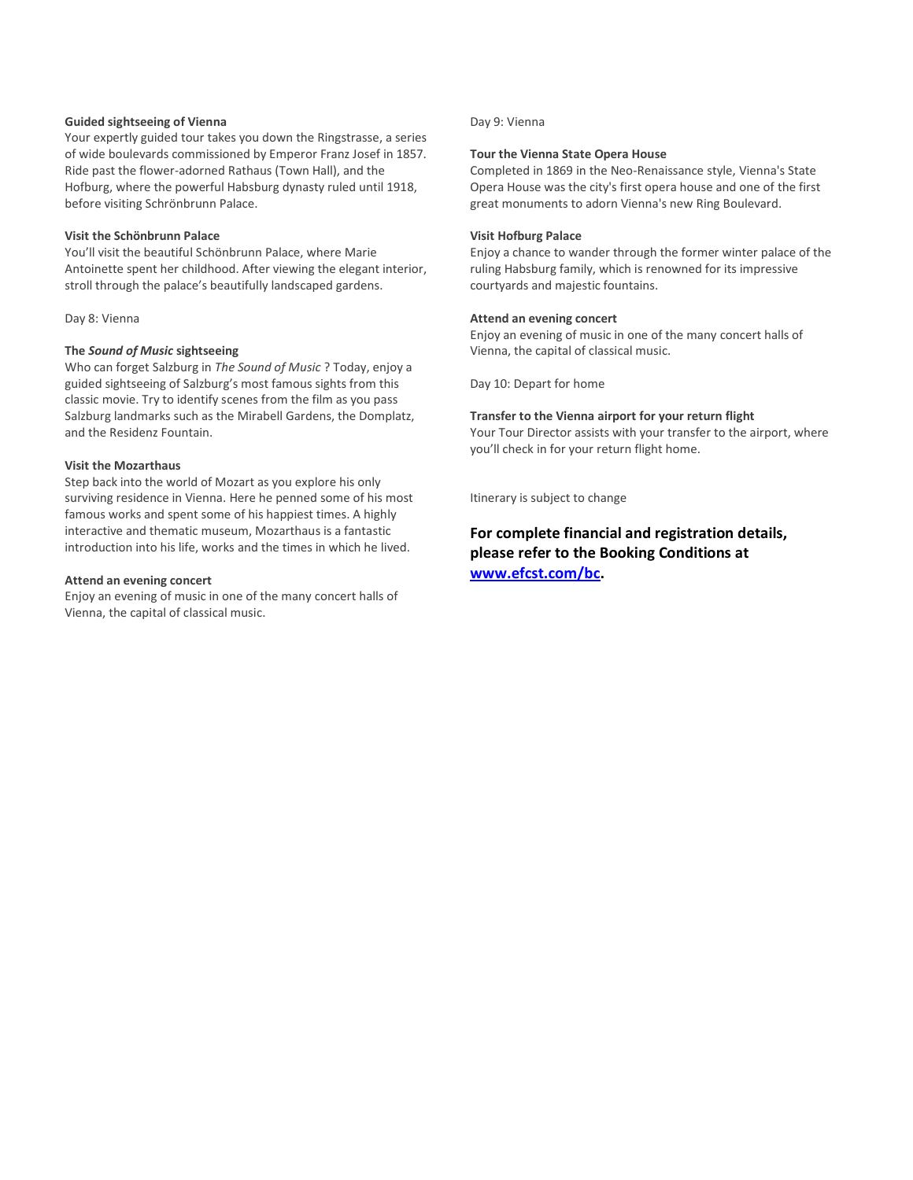**Guided sightseeing of Vienna**

Your expertly guided tour takes you down the Ringstrasse, a series of wide boulevards commissioned by Emperor Franz Josef in 1857. Ride past the flower-adorned Rathaus (Town Hall), and the Hofburg, where the powerful Habsburg dynasty ruled until 1918, before visiting Schrönbrunn Palace.

**Visit the Schönbrunn Palace**

You'll visit the beautiful Schönbrunn Palace, where Marie Antoinette spent her childhood. After viewing the elegant interior, stroll through the palace's beautifully landscaped gardens.

Day 8: Vienna

**The *Sound of Music* sightseeing**

Who can forget Salzburg in *The Sound of Music* ? Today, enjoy a guided sightseeing of Salzburg's most famous sights from this classic movie. Try to identify scenes from the film as you pass Salzburg landmarks such as the Mirabell Gardens, the Domplatz, and the Residenz Fountain.

**Visit the Mozarthaus**

Step back into the world of Mozart as you explore his only surviving residence in Vienna. Here he penned some of his most famous works and spent some of his happiest times. A highly interactive and thematic museum, Mozarthaus is a fantastic introduction into his life, works and the times in which he lived.

**Attend an evening concert**

Enjoy an evening of music in one of the many concert halls of Vienna, the capital of classical music.

Day 9: Vienna

**Tour the Vienna State Opera House**

Completed in 1869 in the Neo-Renaissance style, Vienna's State Opera House was the city's first opera house and one of the first great monuments to adorn Vienna's new Ring Boulevard.

**Visit Hofburg Palace**

Enjoy a chance to wander through the former winter palace of the ruling Habsburg family, which is renowned for its impressive courtyards and majestic fountains.

**Attend an evening concert**

Enjoy an evening of music in one of the many concert halls of Vienna, the capital of classical music.

Day 10: Depart for home

**Transfer to the Vienna airport for your return flight**

Your Tour Director assists with your transfer to the airport, where you'll check in for your return flight home.

Itinerary is subject to change

**For complete financial and registration details, please refer to the Booking Conditions at [www.efcst.com/bc](http://www.efcst.com/bc).**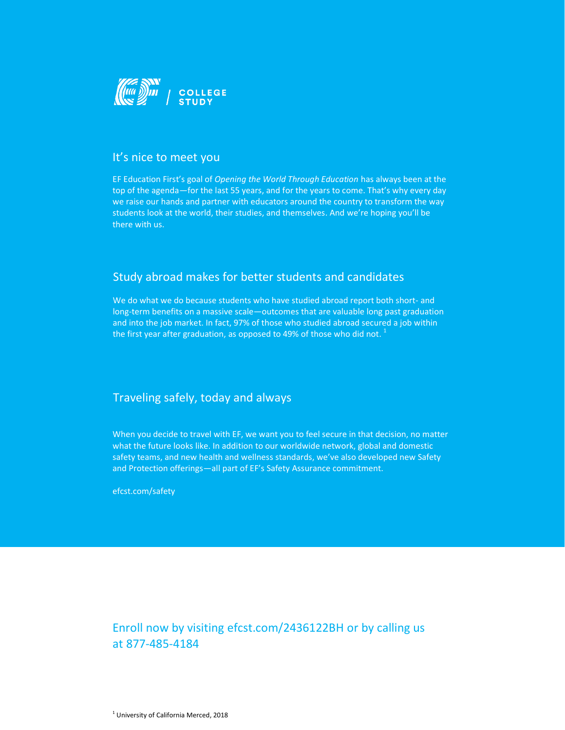EF / COLLEGE STUDY

## It's nice to meet you

EF Education First's goal of *Opening the World Through Education* has always been at the top of the agenda—for the last 55 years, and for the years to come. That's why every day we raise our hands and partner with educators around the country to transform the way students look at the world, their studies, and themselves. And we're hoping you'll be there with us.

## Study abroad makes for better students and candidates

We do what we do because students who have studied abroad report both short- and long-term benefits on a massive scale—outcomes that are valuable long past graduation and into the job market. In fact, 97% of those who studied abroad secured a job within the first year after graduation, as opposed to 49% of those who did not. [1]

## Traveling safely, today and always

When you decide to travel with EF, we want you to feel secure in that decision, no matter what the future looks like. In addition to our worldwide network, global and domestic safety teams, and new health and wellness standards, we've also developed new Safety and Protection offerings—all part of EF's Safety Assurance commitment.

efcst.com/safety

## Enroll now by visiting efcst.com/2436122BH or by calling us at 877-485-4184

[1] University of California Merced, 2018